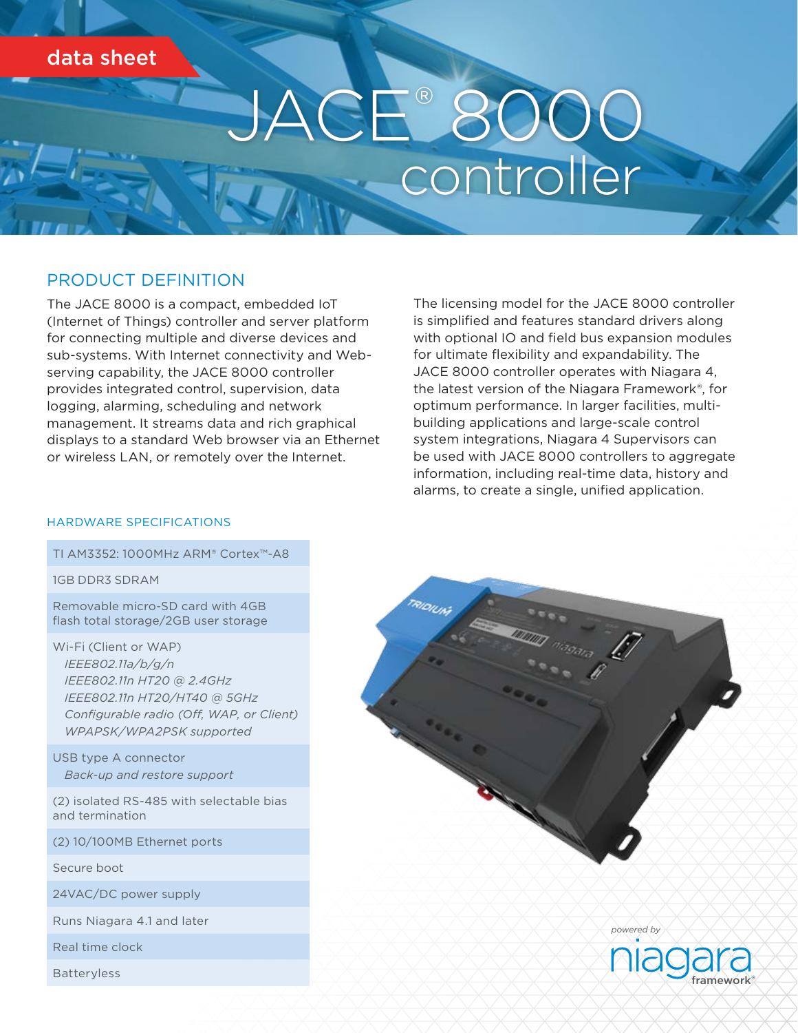data sheet

# JACE® 8000 controller

## PRODUCT DEFINITION

The JACE 8000 is a compact, embedded IoT (Internet of Things) controller and server platform for connecting multiple and diverse devices and sub-systems. With Internet connectivity and Web-serving capability, the JACE 8000 controller provides integrated control, supervision, data logging, alarming, scheduling and network management. It streams data and rich graphical displays to a standard Web browser via an Ethernet or wireless LAN, or remotely over the Internet.

The licensing model for the JACE 8000 controller is simplified and features standard drivers along with optional IO and field bus expansion modules for ultimate flexibility and expandability. The JACE 8000 controller operates with Niagara 4, the latest version of the Niagara Framework®, for optimum performance. In larger facilities, multi-building applications and large-scale control system integrations, Niagara 4 Supervisors can be used with JACE 8000 controllers to aggregate information, including real-time data, history and alarms, to create a single, unified application.

### HARDWARE SPECIFICATIONS

- TI AM3352: 1000MHz ARM® Cortex™-A8
- 1GB DDR3 SDRAM
- Removable micro-SD card with 4GB flash total storage/2GB user storage
- Wi-Fi (Client or WAP)
  - *IEEE802.11a/b/g/n*
  - *IEEE802.11n HT20 @ 2.4GHz*
  - *IEEE802.11n HT20/HT40 @ 5GHz*
  - *Configurable radio (Off, WAP, or Client)*
  - *WPAPSK/WPA2PSK supported*
- USB type A connector
  - *Back-up and restore support*
- (2) isolated RS-485 with selectable bias and termination
- (2) 10/100MB Ethernet ports
- Secure boot
- 24VAC/DC power supply
- Runs Niagara 4.1 and later
- Real time clock
- Batteryless

powered by niagara framework®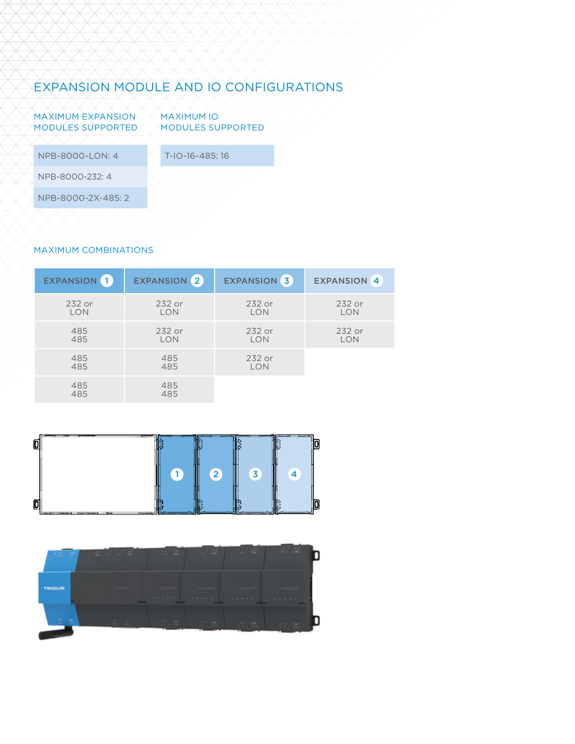## EXPANSION MODULE AND IO CONFIGURATIONS

| MAXIMUM EXPANSION MODULES SUPPORTED |
| --- |
| NPB-8000-LON: 4 |
| NPB-8000-232: 4 |
| NPB-8000-2X-485: 2 |

| MAXIMUM IO MODULES SUPPORTED |
| --- |
| T-IO-16-485: 16 |

### MAXIMUM COMBINATIONS

| EXPANSION 1 | EXPANSION 2 | EXPANSION 3 | EXPANSION 4 |
| --- | --- | --- | --- |
| 232 or LON | 232 or LON | 232 or LON | 232 or LON |
| 485 485 | 232 or LON | 232 or LON | 232 or LON |
| 485 485 | 485 485 | 232 or LON | |
| 485 485 | 485 485 | | |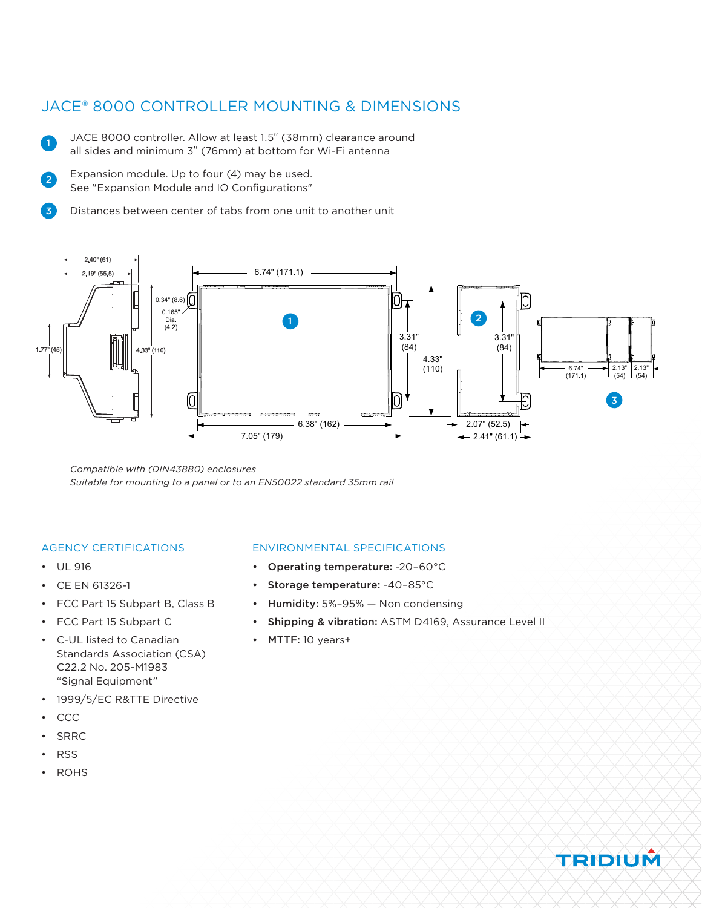## JACE® 8000 CONTROLLER MOUNTING & DIMENSIONS

1. JACE 8000 controller. Allow at least 1.5" (38mm) clearance around all sides and minimum 3" (76mm) at bottom for Wi-Fi antenna
2. Expansion module. Up to four (4) may be used. See "Expansion Module and IO Configurations"
3. Distances between center of tabs from one unit to another unit

*Compatible with (DIN43880) enclosures*
*Suitable for mounting to a panel or to an EN50022 standard 35mm rail*

### AGENCY CERTIFICATIONS

- UL 916
- CE EN 61326-1
- FCC Part 15 Subpart B, Class B
- FCC Part 15 Subpart C
- C-UL listed to Canadian Standards Association (CSA) C22.2 No. 205-M1983 "Signal Equipment"
- 1999/5/EC R&TTE Directive
- CCC
- SRRC
- RSS
- ROHS

### ENVIRONMENTAL SPECIFICATIONS

- **Operating temperature:** -20–60°C
- **Storage temperature:** -40–85°C
- **Humidity:** 5%–95% — Non condensing
- **Shipping & vibration:** ASTM D4169, Assurance Level II
- **MTTF:** 10 years+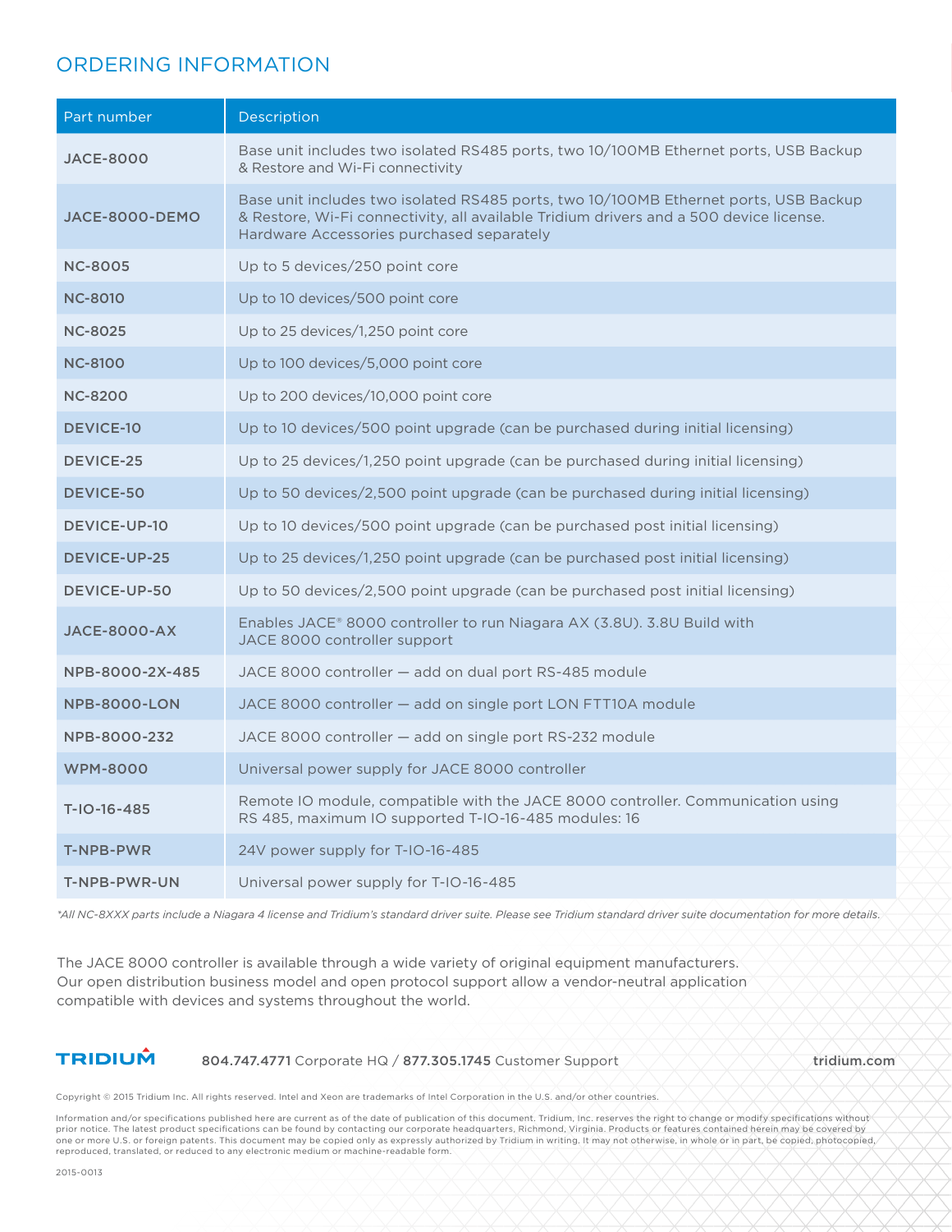## ORDERING INFORMATION

| Part number | Description |
|---|---|
| **JACE-8000** | Base unit includes two isolated RS485 ports, two 10/100MB Ethernet ports, USB Backup & Restore and Wi-Fi connectivity |
| **JACE-8000-DEMO** | Base unit includes two isolated RS485 ports, two 10/100MB Ethernet ports, USB Backup & Restore, Wi-Fi connectivity, all available Tridium drivers and a 500 device license. Hardware Accessories purchased separately |
| **NC-8005** | Up to 5 devices/250 point core |
| **NC-8010** | Up to 10 devices/500 point core |
| **NC-8025** | Up to 25 devices/1,250 point core |
| **NC-8100** | Up to 100 devices/5,000 point core |
| **NC-8200** | Up to 200 devices/10,000 point core |
| **DEVICE-10** | Up to 10 devices/500 point upgrade (can be purchased during initial licensing) |
| **DEVICE-25** | Up to 25 devices/1,250 point upgrade (can be purchased during initial licensing) |
| **DEVICE-50** | Up to 50 devices/2,500 point upgrade (can be purchased during initial licensing) |
| **DEVICE-UP-10** | Up to 10 devices/500 point upgrade (can be purchased post initial licensing) |
| **DEVICE-UP-25** | Up to 25 devices/1,250 point upgrade (can be purchased post initial licensing) |
| **DEVICE-UP-50** | Up to 50 devices/2,500 point upgrade (can be purchased post initial licensing) |
| **JACE-8000-AX** | Enables JACE® 8000 controller to run Niagara AX (3.8U). 3.8U Build with JACE 8000 controller support |
| **NPB-8000-2X-485** | JACE 8000 controller — add on dual port RS-485 module |
| **NPB-8000-LON** | JACE 8000 controller — add on single port LON FTT10A module |
| **NPB-8000-232** | JACE 8000 controller — add on single port RS-232 module |
| **WPM-8000** | Universal power supply for JACE 8000 controller |
| **T-IO-16-485** | Remote IO module, compatible with the JACE 8000 controller. Communication using RS 485, maximum IO supported T-IO-16-485 modules: 16 |
| **T-NPB-PWR** | 24V power supply for T-IO-16-485 |
| **T-NPB-PWR-UN** | Universal power supply for T-IO-16-485 |

*\*All NC-8XXX parts include a Niagara 4 license and Tridium's standard driver suite. Please see Tridium standard driver suite documentation for more details.*

The JACE 8000 controller is available through a wide variety of original equipment manufacturers. Our open distribution business model and open protocol support allow a vendor-neutral application compatible with devices and systems throughout the world.

TRIDIUM **804.747.4771** Corporate HQ / **877.305.1745** Customer Support **tridium.com**

Copyright © 2015 Tridium Inc. All rights reserved. Intel and Xeon are trademarks of Intel Corporation in the U.S. and/or other countries.

Information and/or specifications published here are current as of the date of publication of this document. Tridium, Inc. reserves the right to change or modify specifications without prior notice. The latest product specifications can be found by contacting our corporate headquarters, Richmond, Virginia. Products or features contained herein may be covered by one or more U.S. or foreign patents. This document may be copied only as expressly authorized by Tridium in writing. It may not otherwise, in whole or in part, be copied, photocopied, reproduced, translated, or reduced to any electronic medium or machine-readable form.

2015-0013